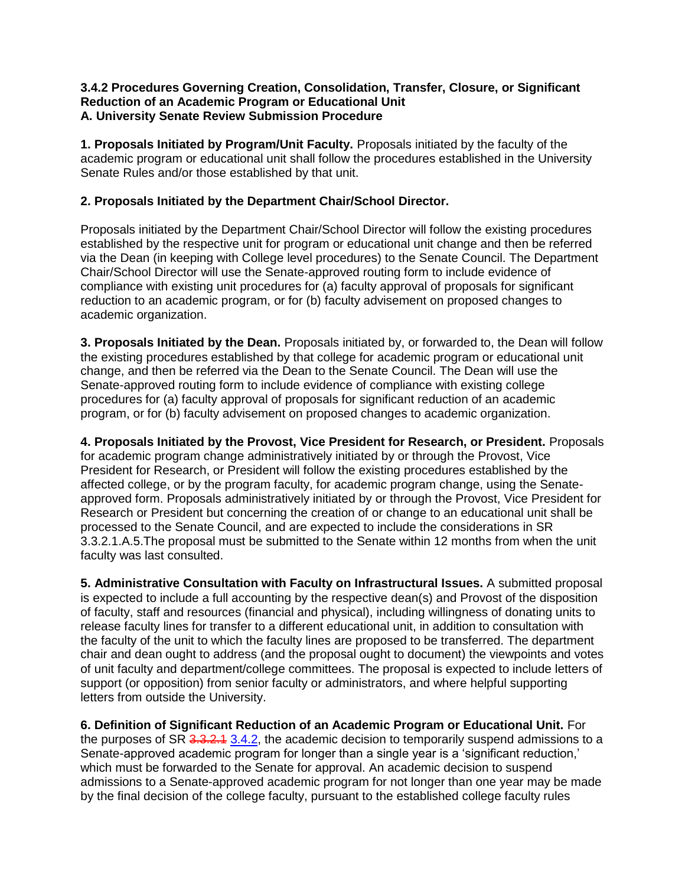**3.4.2 Procedures Governing Creation, Consolidation, Transfer, Closure, or Significant Reduction of an Academic Program or Educational Unit**
**A. University Senate Review Submission Procedure**

**1. Proposals Initiated by Program/Unit Faculty.** Proposals initiated by the faculty of the academic program or educational unit shall follow the procedures established in the University Senate Rules and/or those established by that unit.

**2. Proposals Initiated by the Department Chair/School Director.**

Proposals initiated by the Department Chair/School Director will follow the existing procedures established by the respective unit for program or educational unit change and then be referred via the Dean (in keeping with College level procedures) to the Senate Council. The Department Chair/School Director will use the Senate-approved routing form to include evidence of compliance with existing unit procedures for (a) faculty approval of proposals for significant reduction to an academic program, or for (b) faculty advisement on proposed changes to academic organization.

**3. Proposals Initiated by the Dean.** Proposals initiated by, or forwarded to, the Dean will follow the existing procedures established by that college for academic program or educational unit change, and then be referred via the Dean to the Senate Council. The Dean will use the Senate-approved routing form to include evidence of compliance with existing college procedures for (a) faculty approval of proposals for significant reduction of an academic program, or for (b) faculty advisement on proposed changes to academic organization.

**4. Proposals Initiated by the Provost, Vice President for Research, or President.** Proposals for academic program change administratively initiated by or through the Provost, Vice President for Research, or President will follow the existing procedures established by the affected college, or by the program faculty, for academic program change, using the Senate-approved form. Proposals administratively initiated by or through the Provost, Vice President for Research or President but concerning the creation of or change to an educational unit shall be processed to the Senate Council, and are expected to include the considerations in SR 3.3.2.1.A.5.The proposal must be submitted to the Senate within 12 months from when the unit faculty was last consulted.

**5. Administrative Consultation with Faculty on Infrastructural Issues.** A submitted proposal is expected to include a full accounting by the respective dean(s) and Provost of the disposition of faculty, staff and resources (financial and physical), including willingness of donating units to release faculty lines for transfer to a different educational unit, in addition to consultation with the faculty of the unit to which the faculty lines are proposed to be transferred. The department chair and dean ought to address (and the proposal ought to document) the viewpoints and votes of unit faculty and department/college committees. The proposal is expected to include letters of support (or opposition) from senior faculty or administrators, and where helpful supporting letters from outside the University.

**6. Definition of Significant Reduction of an Academic Program or Educational Unit.** For the purposes of SR ~~3.3.2.1~~ 3.4.2, the academic decision to temporarily suspend admissions to a Senate-approved academic program for longer than a single year is a 'significant reduction,' which must be forwarded to the Senate for approval. An academic decision to suspend admissions to a Senate-approved academic program for not longer than one year may be made by the final decision of the college faculty, pursuant to the established college faculty rules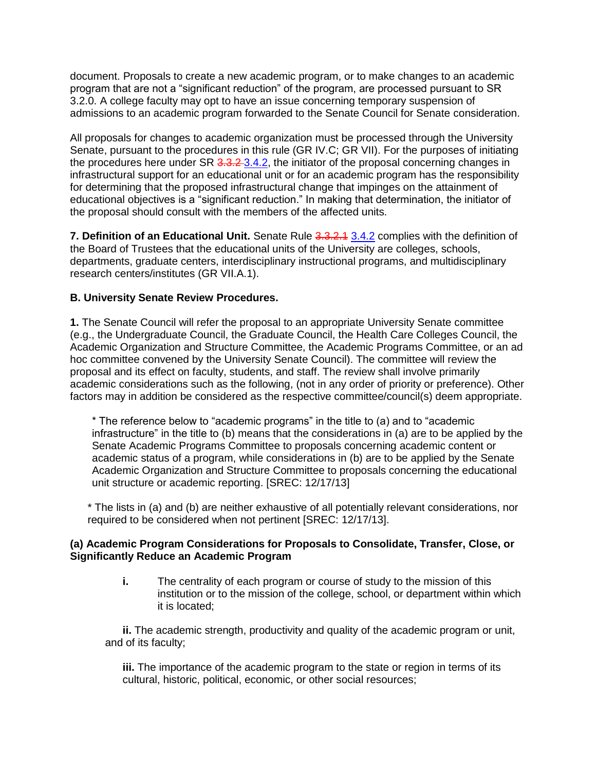document. Proposals to create a new academic program, or to make changes to an academic program that are not a "significant reduction" of the program, are processed pursuant to SR 3.2.0. A college faculty may opt to have an issue concerning temporary suspension of admissions to an academic program forwarded to the Senate Council for Senate consideration.

All proposals for changes to academic organization must be processed through the University Senate, pursuant to the procedures in this rule (GR IV.C; GR VII). For the purposes of initiating the procedures here under SR ~~3.3.2~~ 3.4.2, the initiator of the proposal concerning changes in infrastructural support for an educational unit or for an academic program has the responsibility for determining that the proposed infrastructural change that impinges on the attainment of educational objectives is a "significant reduction." In making that determination, the initiator of the proposal should consult with the members of the affected units.

**7. Definition of an Educational Unit.** Senate Rule ~~3.3.2.1~~ 3.4.2 complies with the definition of the Board of Trustees that the educational units of the University are colleges, schools, departments, graduate centers, interdisciplinary instructional programs, and multidisciplinary research centers/institutes (GR VII.A.1).

**B. University Senate Review Procedures.**

**1.** The Senate Council will refer the proposal to an appropriate University Senate committee (e.g., the Undergraduate Council, the Graduate Council, the Health Care Colleges Council, the Academic Organization and Structure Committee, the Academic Programs Committee, or an ad hoc committee convened by the University Senate Council). The committee will review the proposal and its effect on faculty, students, and staff. The review shall involve primarily academic considerations such as the following, (not in any order of priority or preference). Other factors may in addition be considered as the respective committee/council(s) deem appropriate.

> * The reference below to "academic programs" in the title to (a) and to "academic infrastructure" in the title to (b) means that the considerations in (a) are to be applied by the Senate Academic Programs Committee to proposals concerning academic content or academic status of a program, while considerations in (b) are to be applied by the Senate Academic Organization and Structure Committee to proposals concerning the educational unit structure or academic reporting. [SREC: 12/17/13]

> * The lists in (a) and (b) are neither exhaustive of all potentially relevant considerations, nor required to be considered when not pertinent [SREC: 12/17/13].

**(a) Academic Program Considerations for Proposals to Consolidate, Transfer, Close, or Significantly Reduce an Academic Program**

**i.** The centrality of each program or course of study to the mission of this institution or to the mission of the college, school, or department within which it is located;

**ii.** The academic strength, productivity and quality of the academic program or unit, and of its faculty;

**iii.** The importance of the academic program to the state or region in terms of its cultural, historic, political, economic, or other social resources;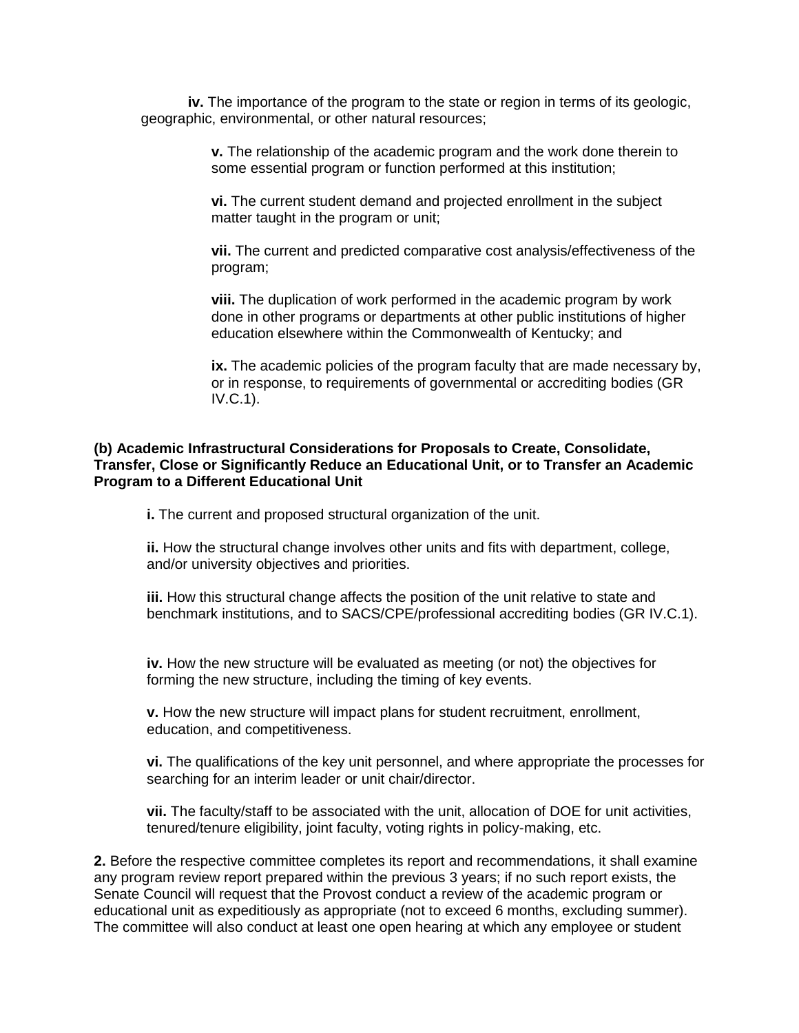**iv.** The importance of the program to the state or region in terms of its geologic, geographic, environmental, or other natural resources;

**v.** The relationship of the academic program and the work done therein to some essential program or function performed at this institution;

**vi.** The current student demand and projected enrollment in the subject matter taught in the program or unit;

**vii.** The current and predicted comparative cost analysis/effectiveness of the program;

**viii.** The duplication of work performed in the academic program by work done in other programs or departments at other public institutions of higher education elsewhere within the Commonwealth of Kentucky; and

**ix.** The academic policies of the program faculty that are made necessary by, or in response, to requirements of governmental or accrediting bodies (GR IV.C.1).

**(b) Academic Infrastructural Considerations for Proposals to Create, Consolidate, Transfer, Close or Significantly Reduce an Educational Unit, or to Transfer an Academic Program to a Different Educational Unit**

**i.** The current and proposed structural organization of the unit.

**ii.** How the structural change involves other units and fits with department, college, and/or university objectives and priorities.

**iii.** How this structural change affects the position of the unit relative to state and benchmark institutions, and to SACS/CPE/professional accrediting bodies (GR IV.C.1).

**iv.** How the new structure will be evaluated as meeting (or not) the objectives for forming the new structure, including the timing of key events.

**v.** How the new structure will impact plans for student recruitment, enrollment, education, and competitiveness.

**vi.** The qualifications of the key unit personnel, and where appropriate the processes for searching for an interim leader or unit chair/director.

**vii.** The faculty/staff to be associated with the unit, allocation of DOE for unit activities, tenured/tenure eligibility, joint faculty, voting rights in policy-making, etc.

**2.** Before the respective committee completes its report and recommendations, it shall examine any program review report prepared within the previous 3 years; if no such report exists, the Senate Council will request that the Provost conduct a review of the academic program or educational unit as expeditiously as appropriate (not to exceed 6 months, excluding summer). The committee will also conduct at least one open hearing at which any employee or student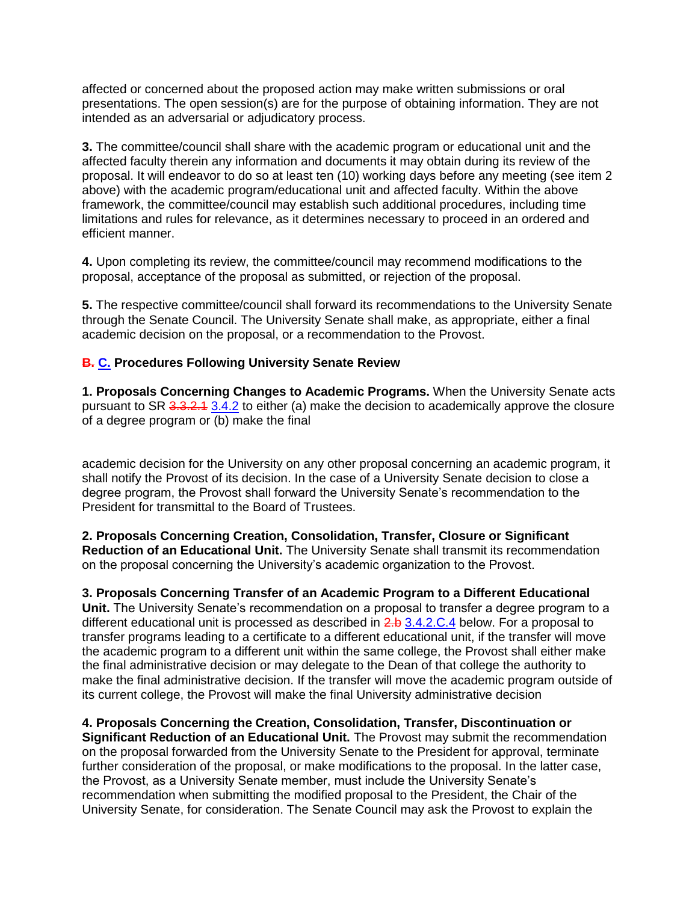affected or concerned about the proposed action may make written submissions or oral presentations. The open session(s) are for the purpose of obtaining information. They are not intended as an adversarial or adjudicatory process.

**3.** The committee/council shall share with the academic program or educational unit and the affected faculty therein any information and documents it may obtain during its review of the proposal. It will endeavor to do so at least ten (10) working days before any meeting (see item 2 above) with the academic program/educational unit and affected faculty. Within the above framework, the committee/council may establish such additional procedures, including time limitations and rules for relevance, as it determines necessary to proceed in an ordered and efficient manner.

**4.** Upon completing its review, the committee/council may recommend modifications to the proposal, acceptance of the proposal as submitted, or rejection of the proposal.

**5.** The respective committee/council shall forward its recommendations to the University Senate through the Senate Council. The University Senate shall make, as appropriate, either a final academic decision on the proposal, or a recommendation to the Provost.

**~~B.~~ C. Procedures Following University Senate Review**

**1. Proposals Concerning Changes to Academic Programs.** When the University Senate acts pursuant to SR ~~3.3.2.1~~ 3.4.2 to either (a) make the decision to academically approve the closure of a degree program or (b) make the final academic decision for the University on any other proposal concerning an academic program, it shall notify the Provost of its decision. In the case of a University Senate decision to close a degree program, the Provost shall forward the University Senate's recommendation to the President for transmittal to the Board of Trustees.

**2. Proposals Concerning Creation, Consolidation, Transfer, Closure or Significant Reduction of an Educational Unit.** The University Senate shall transmit its recommendation on the proposal concerning the University's academic organization to the Provost.

**3. Proposals Concerning Transfer of an Academic Program to a Different Educational Unit.** The University Senate's recommendation on a proposal to transfer a degree program to a different educational unit is processed as described in ~~2.b~~ 3.4.2.C.4 below. For a proposal to transfer programs leading to a certificate to a different educational unit, if the transfer will move the academic program to a different unit within the same college, the Provost shall either make the final administrative decision or may delegate to the Dean of that college the authority to make the final administrative decision. If the transfer will move the academic program outside of its current college, the Provost will make the final University administrative decision

**4. Proposals Concerning the Creation, Consolidation, Transfer, Discontinuation or Significant Reduction of an Educational Unit.** The Provost may submit the recommendation on the proposal forwarded from the University Senate to the President for approval, terminate further consideration of the proposal, or make modifications to the proposal. In the latter case, the Provost, as a University Senate member, must include the University Senate's recommendation when submitting the modified proposal to the President, the Chair of the University Senate, for consideration. The Senate Council may ask the Provost to explain the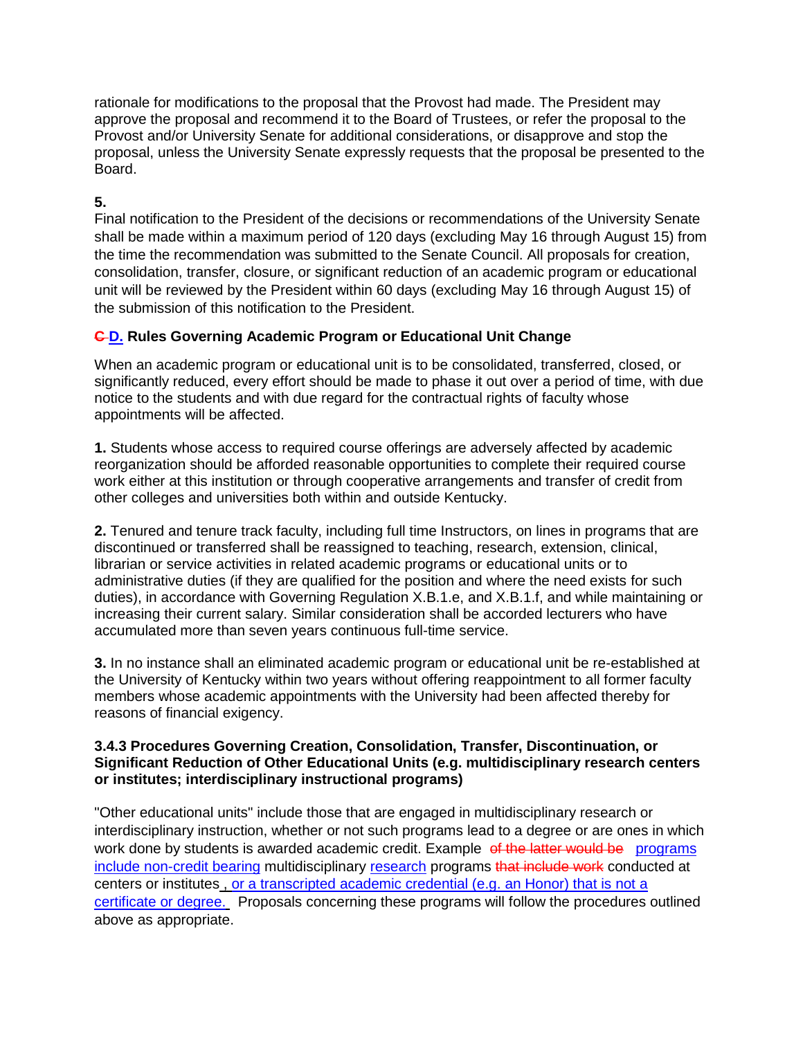rationale for modifications to the proposal that the Provost had made. The President may approve the proposal and recommend it to the Board of Trustees, or refer the proposal to the Provost and/or University Senate for additional considerations, or disapprove and stop the proposal, unless the University Senate expressly requests that the proposal be presented to the Board.

**5.**

Final notification to the President of the decisions or recommendations of the University Senate shall be made within a maximum period of 120 days (excluding May 16 through August 15) from the time the recommendation was submitted to the Senate Council. All proposals for creation, consolidation, transfer, closure, or significant reduction of an academic program or educational unit will be reviewed by the President within 60 days (excluding May 16 through August 15) of the submission of this notification to the President.

**~~C~~ D. Rules Governing Academic Program or Educational Unit Change**

When an academic program or educational unit is to be consolidated, transferred, closed, or significantly reduced, every effort should be made to phase it out over a period of time, with due notice to the students and with due regard for the contractual rights of faculty whose appointments will be affected.

**1.** Students whose access to required course offerings are adversely affected by academic reorganization should be afforded reasonable opportunities to complete their required course work either at this institution or through cooperative arrangements and transfer of credit from other colleges and universities both within and outside Kentucky.

**2.** Tenured and tenure track faculty, including full time Instructors, on lines in programs that are discontinued or transferred shall be reassigned to teaching, research, extension, clinical, librarian or service activities in related academic programs or educational units or to administrative duties (if they are qualified for the position and where the need exists for such duties), in accordance with Governing Regulation X.B.1.e, and X.B.1.f, and while maintaining or increasing their current salary. Similar consideration shall be accorded lecturers who have accumulated more than seven years continuous full-time service.

**3.** In no instance shall an eliminated academic program or educational unit be re-established at the University of Kentucky within two years without offering reappointment to all former faculty members whose academic appointments with the University had been affected thereby for reasons of financial exigency.

**3.4.3 Procedures Governing Creation, Consolidation, Transfer, Discontinuation, or Significant Reduction of Other Educational Units (e.g. multidisciplinary research centers or institutes; interdisciplinary instructional programs)**

"Other educational units" include those that are engaged in multidisciplinary research or interdisciplinary instruction, whether or not such programs lead to a degree or are ones in which work done by students is awarded academic credit. Example ~~of the latter would be~~ programs include non-credit bearing multidisciplinary research programs ~~that include work~~ conducted at centers or institutes, or a transcripted academic credential (e.g. an Honor) that is not a certificate or degree. Proposals concerning these programs will follow the procedures outlined above as appropriate.